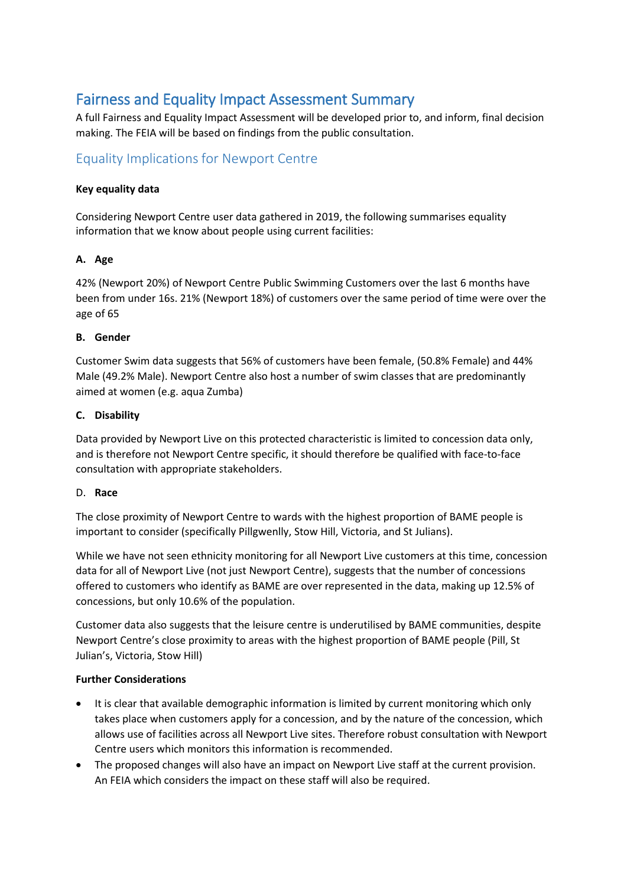# Fairness and Equality Impact Assessment Summary

A full Fairness and Equality Impact Assessment will be developed prior to, and inform, final decision making. The FEIA will be based on findings from the public consultation.

## Equality Implications for Newport Centre

**Key equality data**

Considering Newport Centre user data gathered in 2019, the following summarises equality information that we know about people using current facilities:

**A. Age**

42% (Newport 20%) of Newport Centre Public Swimming Customers over the last 6 months have been from under 16s. 21% (Newport 18%) of customers over the same period of time were over the age of 65

**B. Gender**

Customer Swim data suggests that 56% of customers have been female, (50.8% Female) and 44% Male (49.2% Male). Newport Centre also host a number of swim classes that are predominantly aimed at women (e.g. aqua Zumba)

**C. Disability**

Data provided by Newport Live on this protected characteristic is limited to concession data only, and is therefore not Newport Centre specific, it should therefore be qualified with face-to-face consultation with appropriate stakeholders.

D. **Race**

The close proximity of Newport Centre to wards with the highest proportion of BAME people is important to consider (specifically Pillgwenlly, Stow Hill, Victoria, and St Julians).

While we have not seen ethnicity monitoring for all Newport Live customers at this time, concession data for all of Newport Live (not just Newport Centre), suggests that the number of concessions offered to customers who identify as BAME are over represented in the data, making up 12.5% of concessions, but only 10.6% of the population.

Customer data also suggests that the leisure centre is underutilised by BAME communities, despite Newport Centre's close proximity to areas with the highest proportion of BAME people (Pill, St Julian's, Victoria, Stow Hill)

**Further Considerations**

- It is clear that available demographic information is limited by current monitoring which only takes place when customers apply for a concession, and by the nature of the concession, which allows use of facilities across all Newport Live sites. Therefore robust consultation with Newport Centre users which monitors this information is recommended.
- The proposed changes will also have an impact on Newport Live staff at the current provision. An FEIA which considers the impact on these staff will also be required.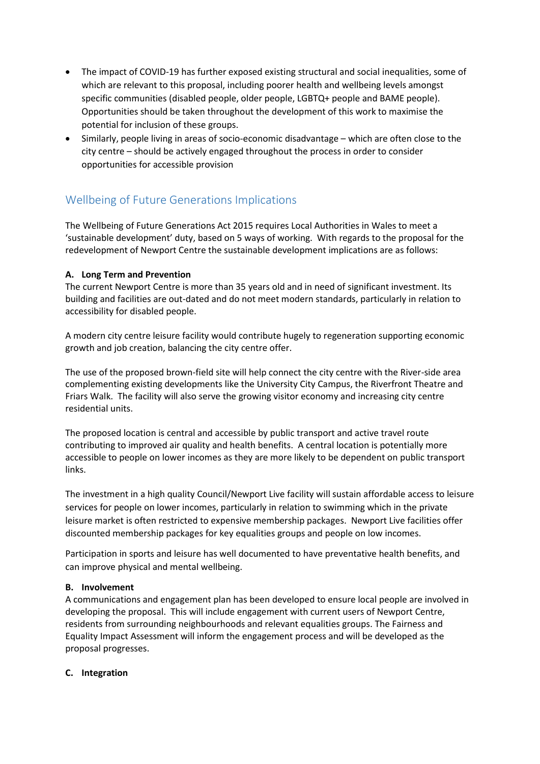- The impact of COVID-19 has further exposed existing structural and social inequalities, some of which are relevant to this proposal, including poorer health and wellbeing levels amongst specific communities (disabled people, older people, LGBTQ+ people and BAME people). Opportunities should be taken throughout the development of this work to maximise the potential for inclusion of these groups.
- Similarly, people living in areas of socio-economic disadvantage – which are often close to the city centre – should be actively engaged throughout the process in order to consider opportunities for accessible provision

## Wellbeing of Future Generations Implications

The Wellbeing of Future Generations Act 2015 requires Local Authorities in Wales to meet a 'sustainable development' duty, based on 5 ways of working. With regards to the proposal for the redevelopment of Newport Centre the sustainable development implications are as follows:

**A. Long Term and Prevention**
The current Newport Centre is more than 35 years old and in need of significant investment. Its building and facilities are out-dated and do not meet modern standards, particularly in relation to accessibility for disabled people.

A modern city centre leisure facility would contribute hugely to regeneration supporting economic growth and job creation, balancing the city centre offer.

The use of the proposed brown-field site will help connect the city centre with the River-side area complementing existing developments like the University City Campus, the Riverfront Theatre and Friars Walk. The facility will also serve the growing visitor economy and increasing city centre residential units.

The proposed location is central and accessible by public transport and active travel route contributing to improved air quality and health benefits. A central location is potentially more accessible to people on lower incomes as they are more likely to be dependent on public transport links.

The investment in a high quality Council/Newport Live facility will sustain affordable access to leisure services for people on lower incomes, particularly in relation to swimming which in the private leisure market is often restricted to expensive membership packages. Newport Live facilities offer discounted membership packages for key equalities groups and people on low incomes.

Participation in sports and leisure has well documented to have preventative health benefits, and can improve physical and mental wellbeing.

**B. Involvement**
A communications and engagement plan has been developed to ensure local people are involved in developing the proposal. This will include engagement with current users of Newport Centre, residents from surrounding neighbourhoods and relevant equalities groups. The Fairness and Equality Impact Assessment will inform the engagement process and will be developed as the proposal progresses.

**C. Integration**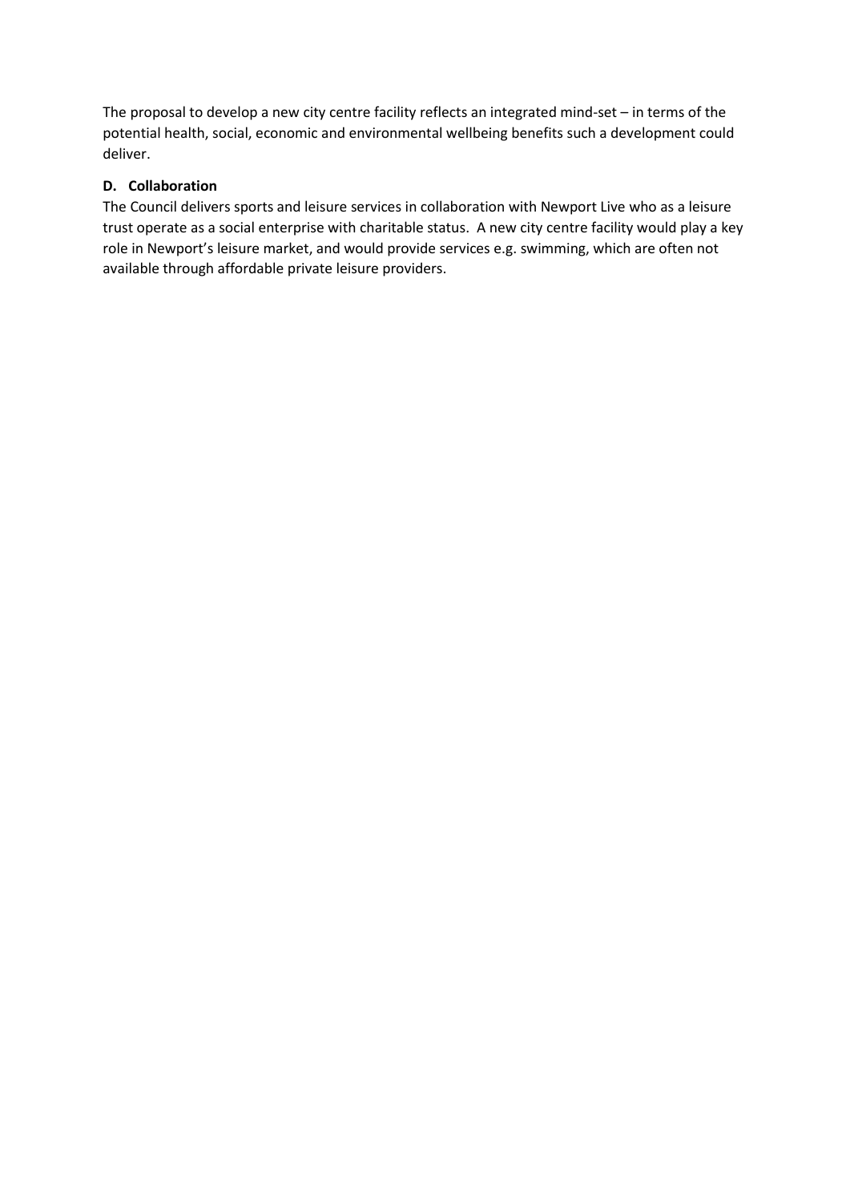The proposal to develop a new city centre facility reflects an integrated mind-set – in terms of the potential health, social, economic and environmental wellbeing benefits such a development could deliver.

**D. Collaboration**

The Council delivers sports and leisure services in collaboration with Newport Live who as a leisure trust operate as a social enterprise with charitable status. A new city centre facility would play a key role in Newport's leisure market, and would provide services e.g. swimming, which are often not available through affordable private leisure providers.